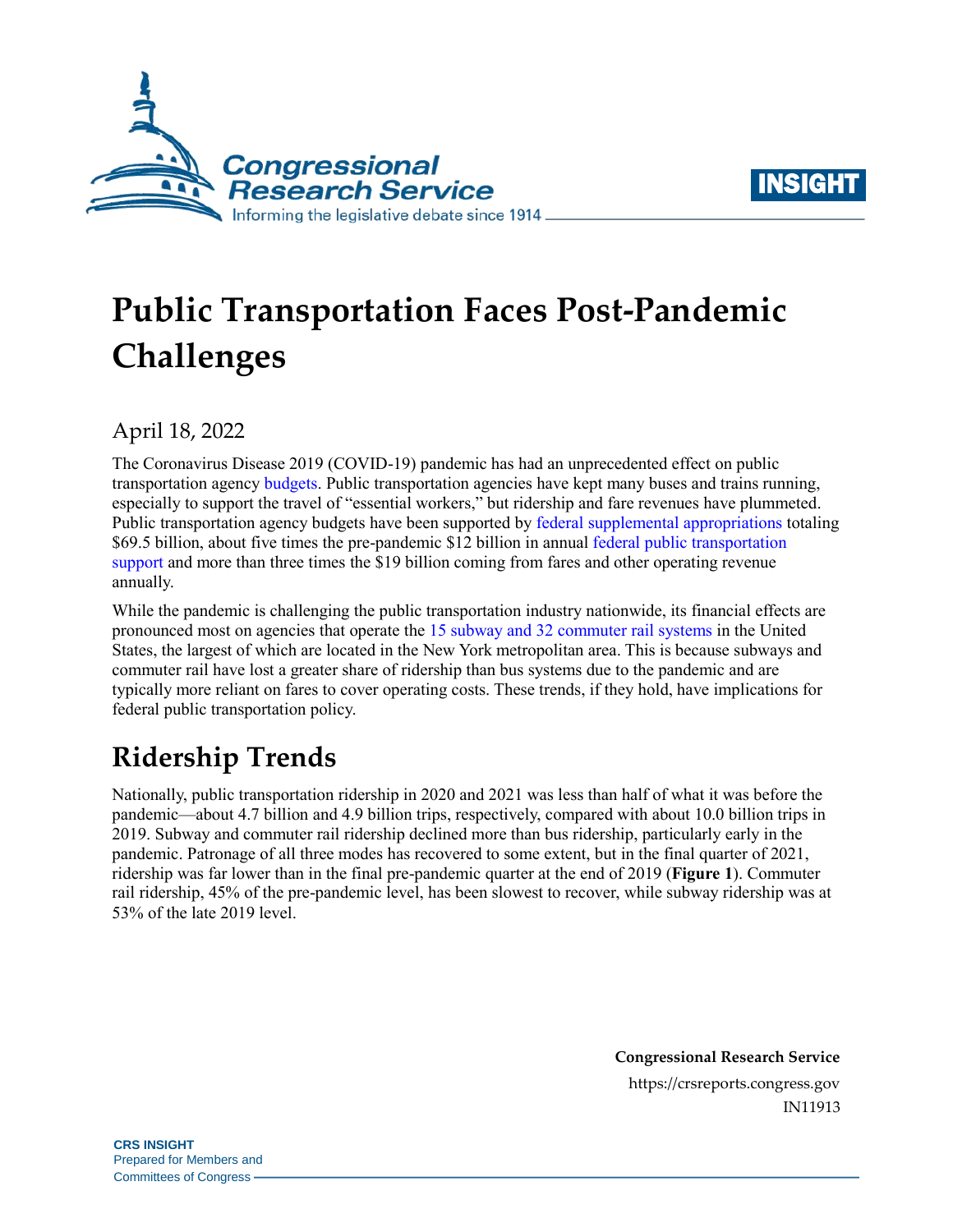# Public Transportation Faces Post-Pandemic Challenges

April 18, 2022

The Coronavirus Disease 2019 (COVID-19) pandemic has had an unprecedented effect on public transportation agency budgets. Public transportation agencies have kept many buses and trains running, especially to support the travel of "essential workers," but ridership and fare revenues have plummeted. Public transportation agency budgets have been supported by federal supplemental appropriations totaling $69.5 billion, about five times the pre-pandemic $12 billion in annual federal public transportation support and more than three times the $19 billion coming from fares and other operating revenue annually.

While the pandemic is challenging the public transportation industry nationwide, its financial effects are pronounced most on agencies that operate the 15 subway and 32 commuter rail systems in the United States, the largest of which are located in the New York metropolitan area. This is because subways and commuter rail have lost a greater share of ridership than bus systems due to the pandemic and are typically more reliant on fares to cover operating costs. These trends, if they hold, have implications for federal public transportation policy.

## Ridership Trends

Nationally, public transportation ridership in 2020 and 2021 was less than half of what it was before the pandemic—about 4.7 billion and 4.9 billion trips, respectively, compared with about 10.0 billion trips in 2019. Subway and commuter rail ridership declined more than bus ridership, particularly early in the pandemic. Patronage of all three modes has recovered to some extent, but in the final quarter of 2021, ridership was far lower than in the final pre-pandemic quarter at the end of 2019 (**Figure 1**). Commuter rail ridership, 45% of the pre-pandemic level, has been slowest to recover, while subway ridership was at 53% of the late 2019 level.

Congressional Research Service
https://crsreports.congress.gov
IN11913

CRS INSIGHT
Prepared for Members and
Committees of Congress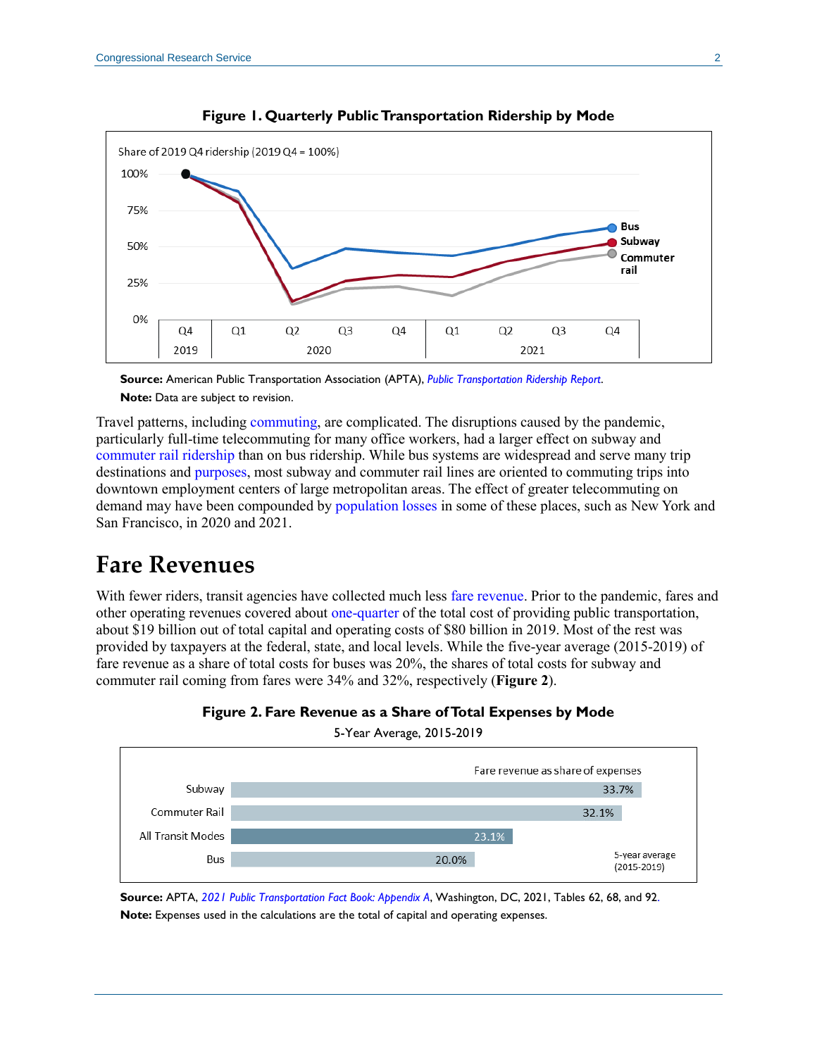**Figure 1. Quarterly Public Transportation Ridership by Mode**

Share of 2019 Q4 ridership (2019 Q4 = 100%)

100%
75%
50%
25%
0%

Q4
2019
Q1
Q2
Q3
Q4
2020
Q1
Q2
Q3
Q4
2021

Bus
Subway
Commuter rail

**Source:** American Public Transportation Association (APTA), *Public Transportation Ridership Report*.

**Note:** Data are subject to revision.

Travel patterns, including commuting, are complicated. The disruptions caused by the pandemic, particularly full-time telecommuting for many office workers, had a larger effect on subway and commuter rail ridership than on bus ridership. While bus systems are widespread and serve many trip destinations and purposes, most subway and commuter rail lines are oriented to commuting trips into downtown employment centers of large metropolitan areas. The effect of greater telecommuting on demand may have been compounded by population losses in some of these places, such as New York and San Francisco, in 2020 and 2021.

# Fare Revenues

With fewer riders, transit agencies have collected much less fare revenue. Prior to the pandemic, fares and other operating revenues covered about one-quarter of the total cost of providing public transportation, about $19 billion out of total capital and operating costs of $80 billion in 2019. Most of the rest was provided by taxpayers at the federal, state, and local levels. While the five-year average (2015-2019) of fare revenue as a share of total costs for buses was 20%, the shares of total costs for subway and commuter rail coming from fares were 34% and 32%, respectively (**Figure 2**).

**Figure 2. Fare Revenue as a Share of Total Expenses by Mode**

5-Year Average, 2015-2019

Fare revenue as share of expenses

Subway 33.7%
Commuter Rail 32.1%
All Transit Modes 23.1%
Bus 20.0%

5-year average (2015-2019)

**Source:** APTA, *2021 Public Transportation Fact Book: Appendix A*, Washington, DC, 2021, Tables 62, 68, and 92.

**Note:** Expenses used in the calculations are the total of capital and operating expenses.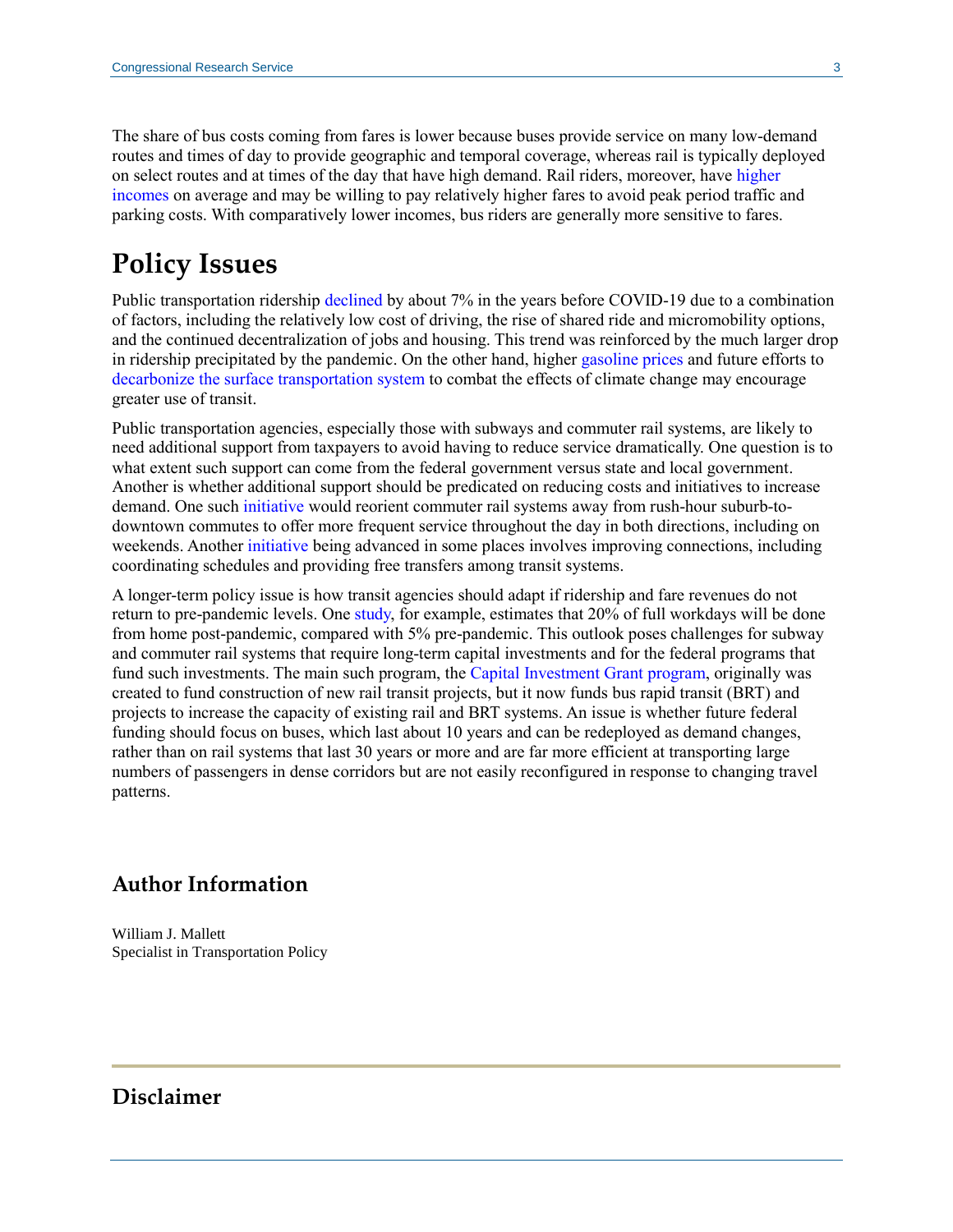The share of bus costs coming from fares is lower because buses provide service on many low-demand routes and times of day to provide geographic and temporal coverage, whereas rail is typically deployed on select routes and at times of the day that have high demand. Rail riders, moreover, have higher incomes on average and may be willing to pay relatively higher fares to avoid peak period traffic and parking costs. With comparatively lower incomes, bus riders are generally more sensitive to fares.

# Policy Issues

Public transportation ridership declined by about 7% in the years before COVID-19 due to a combination of factors, including the relatively low cost of driving, the rise of shared ride and micromobility options, and the continued decentralization of jobs and housing. This trend was reinforced by the much larger drop in ridership precipitated by the pandemic. On the other hand, higher gasoline prices and future efforts to decarbonize the surface transportation system to combat the effects of climate change may encourage greater use of transit.

Public transportation agencies, especially those with subways and commuter rail systems, are likely to need additional support from taxpayers to avoid having to reduce service dramatically. One question is to what extent such support can come from the federal government versus state and local government. Another is whether additional support should be predicated on reducing costs and initiatives to increase demand. One such initiative would reorient commuter rail systems away from rush-hour suburb-to-downtown commutes to offer more frequent service throughout the day in both directions, including on weekends. Another initiative being advanced in some places involves improving connections, including coordinating schedules and providing free transfers among transit systems.

A longer-term policy issue is how transit agencies should adapt if ridership and fare revenues do not return to pre-pandemic levels. One study, for example, estimates that 20% of full workdays will be done from home post-pandemic, compared with 5% pre-pandemic. This outlook poses challenges for subway and commuter rail systems that require long-term capital investments and for the federal programs that fund such investments. The main such program, the Capital Investment Grant program, originally was created to fund construction of new rail transit projects, but it now funds bus rapid transit (BRT) and projects to increase the capacity of existing rail and BRT systems. An issue is whether future federal funding should focus on buses, which last about 10 years and can be redeployed as demand changes, rather than on rail systems that last 30 years or more and are far more efficient at transporting large numbers of passengers in dense corridors but are not easily reconfigured in response to changing travel patterns.

## Author Information

William J. Mallett
Specialist in Transportation Policy

## Disclaimer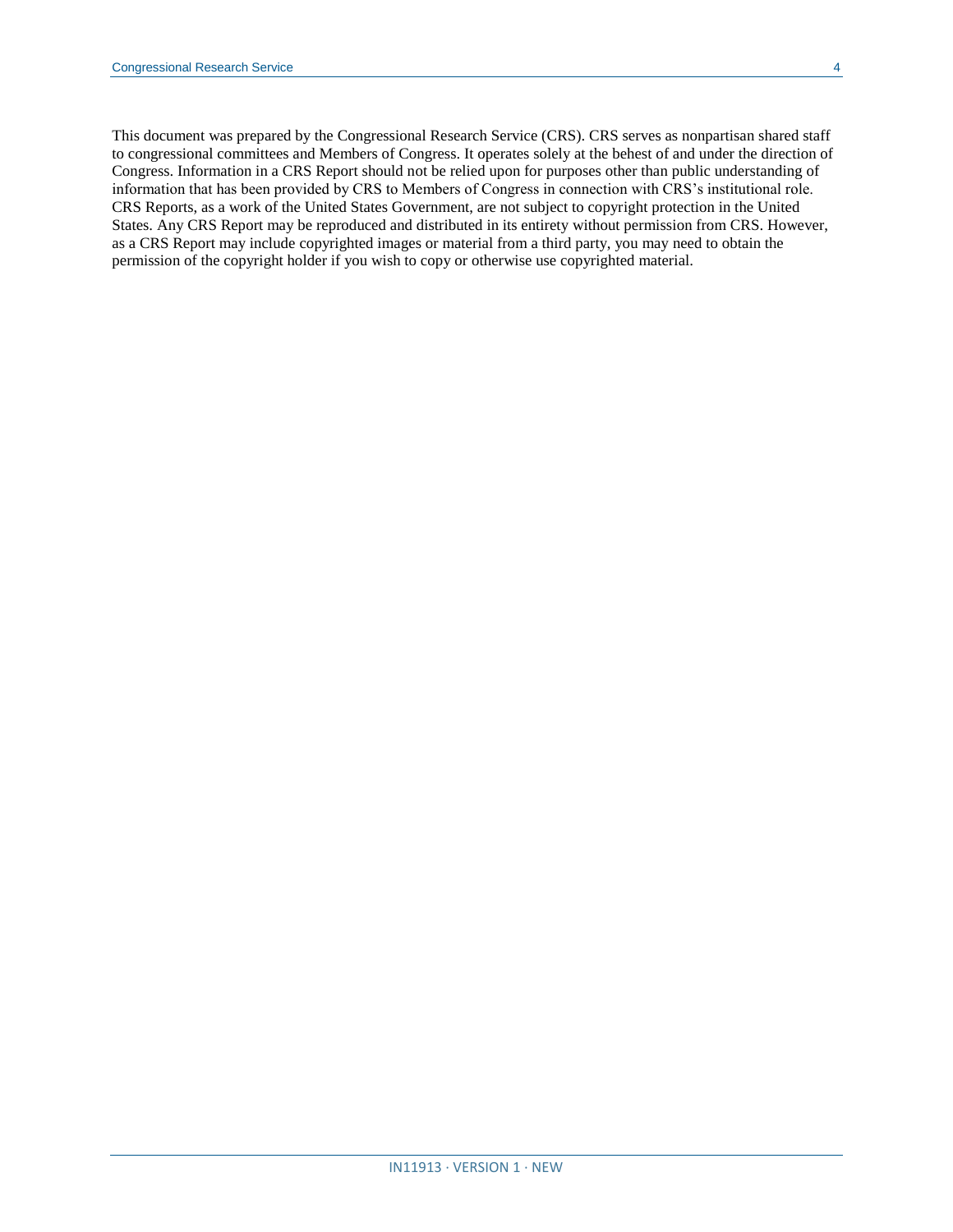This document was prepared by the Congressional Research Service (CRS). CRS serves as nonpartisan shared staff to congressional committees and Members of Congress. It operates solely at the behest of and under the direction of Congress. Information in a CRS Report should not be relied upon for purposes other than public understanding of information that has been provided by CRS to Members of Congress in connection with CRS's institutional role. CRS Reports, as a work of the United States Government, are not subject to copyright protection in the United States. Any CRS Report may be reproduced and distributed in its entirety without permission from CRS. However, as a CRS Report may include copyrighted images or material from a third party, you may need to obtain the permission of the copyright holder if you wish to copy or otherwise use copyrighted material.